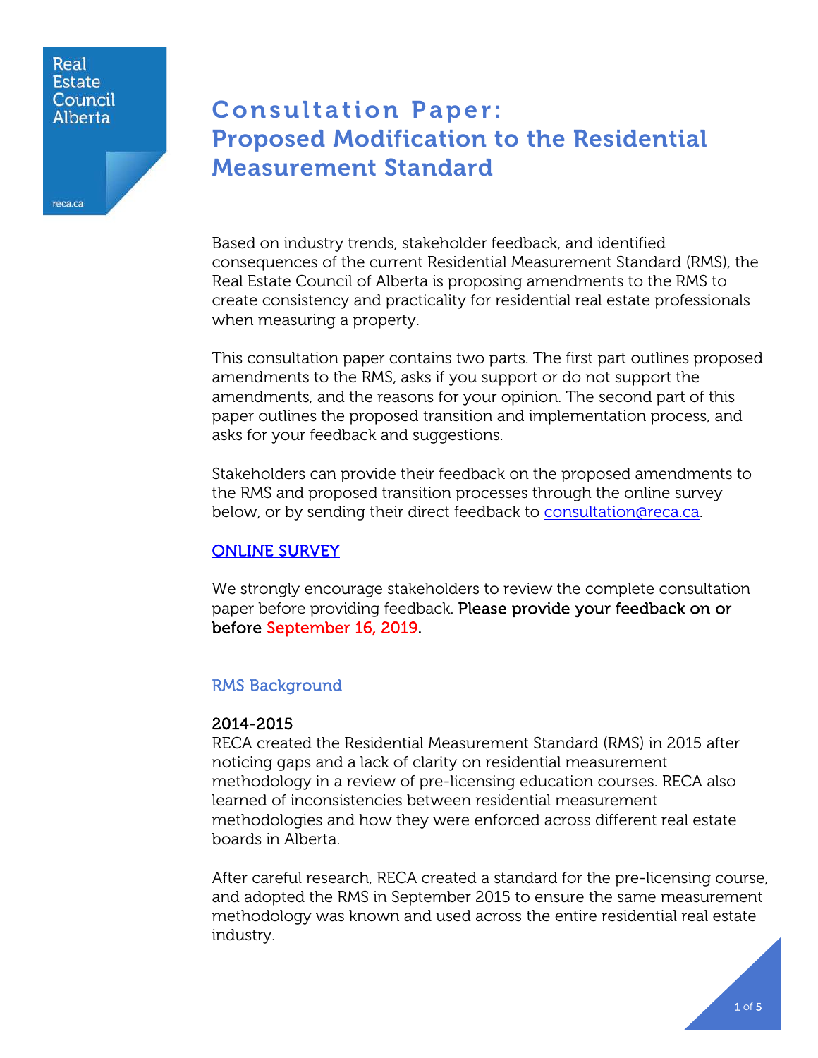Real Estate Council Alberta

# Consultation Paper: Proposed Modification to the Residential Measurement Standard

Based on industry trends, stakeholder feedback, and identified consequences of the current Residential Measurement Standard (RMS), the Real Estate Council of Alberta is proposing amendments to the RMS to create consistency and practicality for residential real estate professionals when measuring a property.

This consultation paper contains two parts. The first part outlines proposed amendments to the RMS, asks if you support or do not support the amendments, and the reasons for your opinion. The second part of this paper outlines the proposed transition and implementation process, and asks for your feedback and suggestions.

Stakeholders can provide their feedback on the proposed amendments to the RMS and proposed transition processes through the online survey below, or by sending their direct feedback to consultation@reca.ca.

ONLINE SURVEY

We strongly encourage stakeholders to review the complete consultation paper before providing feedback. **Please provide your feedback on or before September 16, 2019.**

## RMS Background

### 2014-2015

RECA created the Residential Measurement Standard (RMS) in 2015 after noticing gaps and a lack of clarity on residential measurement methodology in a review of pre-licensing education courses. RECA also learned of inconsistencies between residential measurement methodologies and how they were enforced across different real estate boards in Alberta.

After careful research, RECA created a standard for the pre-licensing course, and adopted the RMS in September 2015 to ensure the same measurement methodology was known and used across the entire residential real estate industry.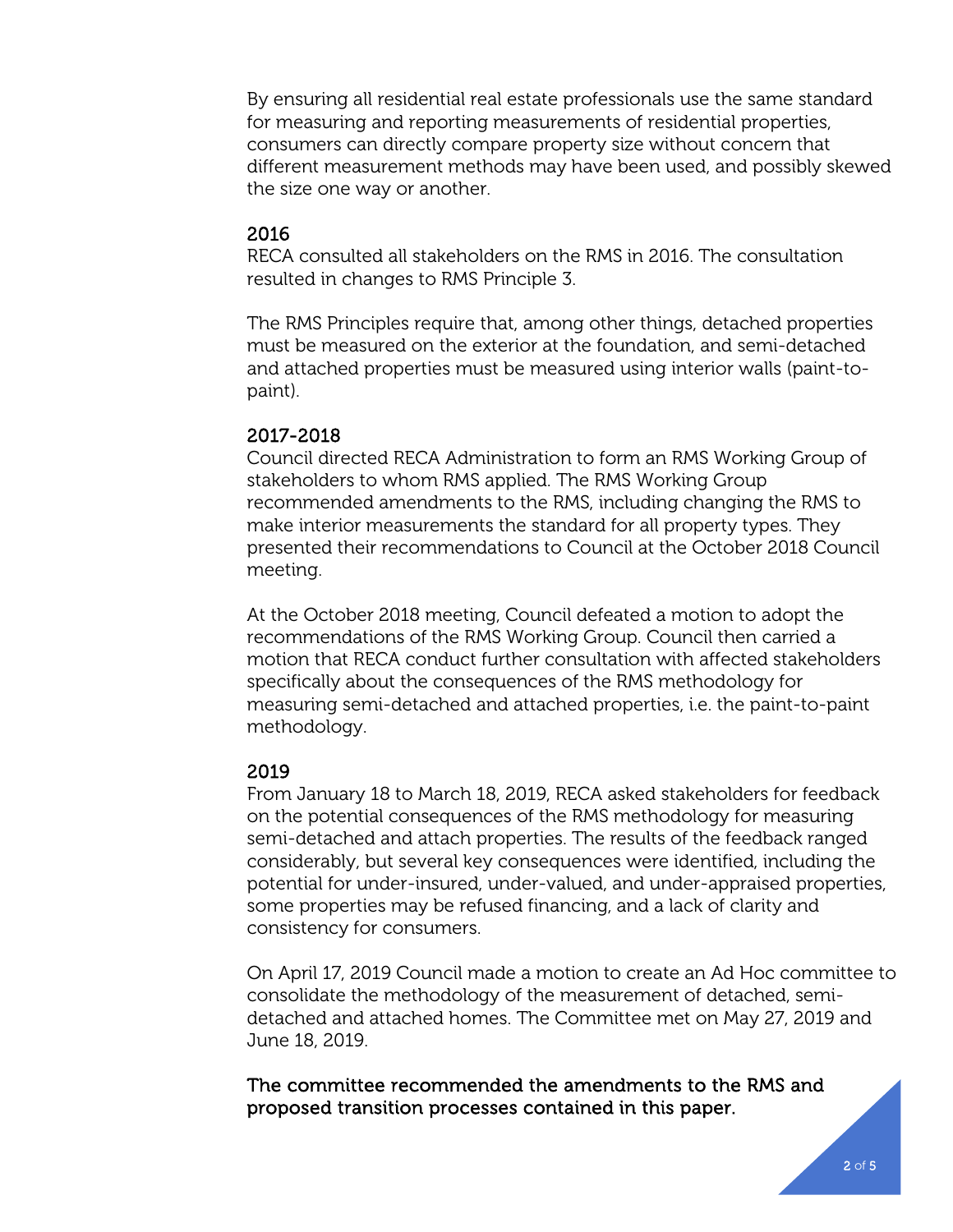By ensuring all residential real estate professionals use the same standard for measuring and reporting measurements of residential properties, consumers can directly compare property size without concern that different measurement methods may have been used, and possibly skewed the size one way or another.

### 2016

RECA consulted all stakeholders on the RMS in 2016. The consultation resulted in changes to RMS Principle 3.

The RMS Principles require that, among other things, detached properties must be measured on the exterior at the foundation, and semi-detached and attached properties must be measured using interior walls (paint-to-paint).

### 2017-2018

Council directed RECA Administration to form an RMS Working Group of stakeholders to whom RMS applied. The RMS Working Group recommended amendments to the RMS, including changing the RMS to make interior measurements the standard for all property types. They presented their recommendations to Council at the October 2018 Council meeting.

At the October 2018 meeting, Council defeated a motion to adopt the recommendations of the RMS Working Group. Council then carried a motion that RECA conduct further consultation with affected stakeholders specifically about the consequences of the RMS methodology for measuring semi-detached and attached properties, i.e. the paint-to-paint methodology.

### 2019

From January 18 to March 18, 2019, RECA asked stakeholders for feedback on the potential consequences of the RMS methodology for measuring semi-detached and attach properties. The results of the feedback ranged considerably, but several key consequences were identified, including the potential for under-insured, under-valued, and under-appraised properties, some properties may be refused financing, and a lack of clarity and consistency for consumers.

On April 17, 2019 Council made a motion to create an Ad Hoc committee to consolidate the methodology of the measurement of detached, semi-detached and attached homes. The Committee met on May 27, 2019 and June 18, 2019.

**The committee recommended the amendments to the RMS and proposed transition processes contained in this paper.**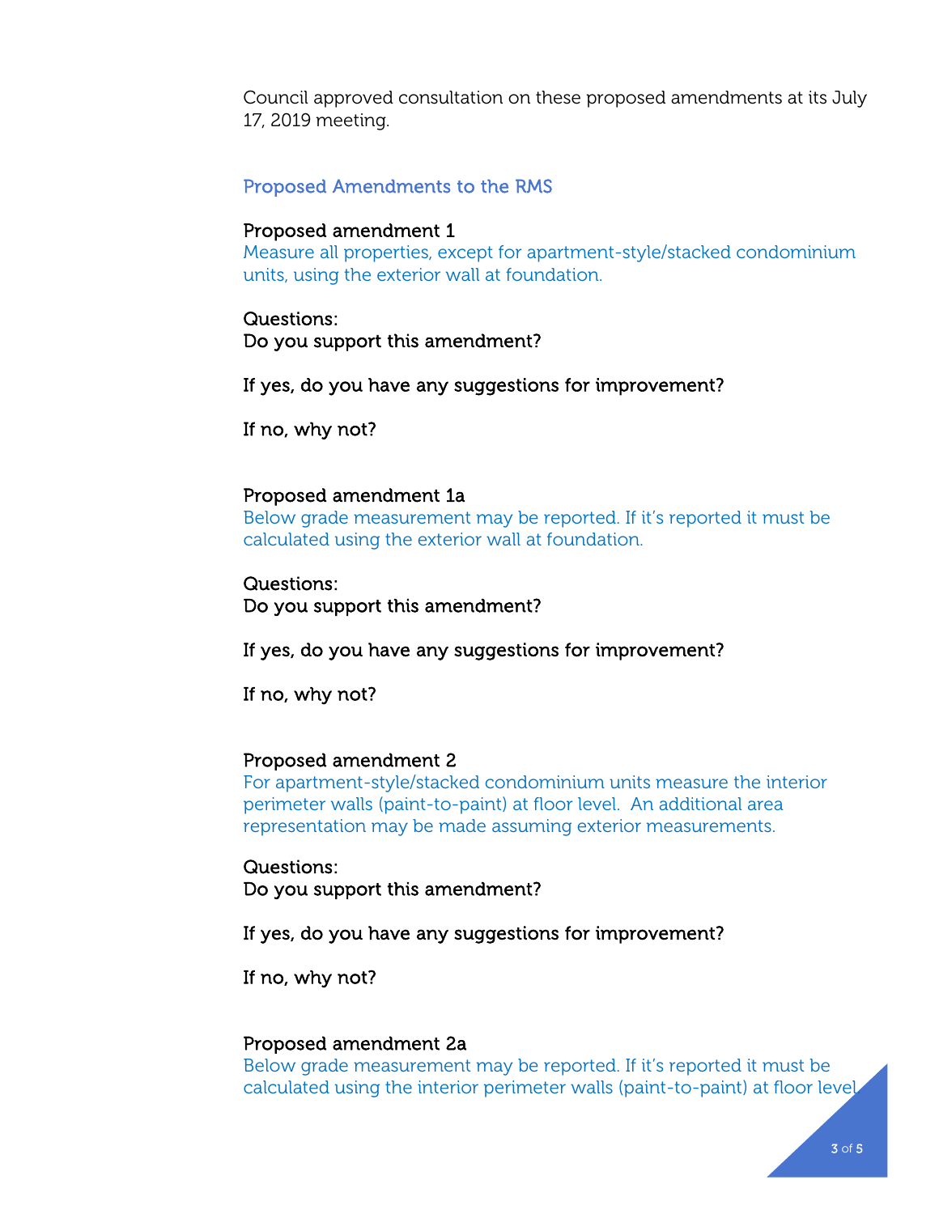Council approved consultation on these proposed amendments at its July 17, 2019 meeting.

## Proposed Amendments to the RMS

**Proposed amendment 1**

Measure all properties, except for apartment-style/stacked condominium units, using the exterior wall at foundation.

Questions:

Do you support this amendment?

If yes, do you have any suggestions for improvement?

If no, why not?

**Proposed amendment 1a**

Below grade measurement may be reported. If it's reported it must be calculated using the exterior wall at foundation.

Questions:

Do you support this amendment?

If yes, do you have any suggestions for improvement?

If no, why not?

**Proposed amendment 2**

For apartment-style/stacked condominium units measure the interior perimeter walls (paint-to-paint) at floor level. An additional area representation may be made assuming exterior measurements.

Questions:

Do you support this amendment?

If yes, do you have any suggestions for improvement?

If no, why not?

**Proposed amendment 2a**

Below grade measurement may be reported. If it's reported it must be calculated using the interior perimeter walls (paint-to-paint) at floor level.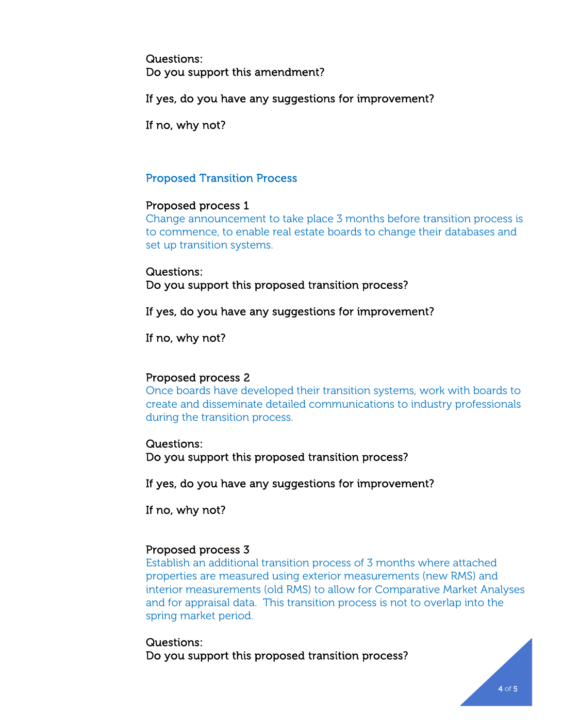Questions:
Do you support this amendment?

If yes, do you have any suggestions for improvement?

If no, why not?

## Proposed Transition Process

Proposed process 1
Change announcement to take place 3 months before transition process is to commence, to enable real estate boards to change their databases and set up transition systems.

Questions:
Do you support this proposed transition process?

If yes, do you have any suggestions for improvement?

If no, why not?

Proposed process 2
Once boards have developed their transition systems, work with boards to create and disseminate detailed communications to industry professionals during the transition process.

Questions:
Do you support this proposed transition process?

If yes, do you have any suggestions for improvement?

If no, why not?

Proposed process 3
Establish an additional transition process of 3 months where attached properties are measured using exterior measurements (new RMS) and interior measurements (old RMS) to allow for Comparative Market Analyses and for appraisal data. This transition process is not to overlap into the spring market period.

Questions:
Do you support this proposed transition process?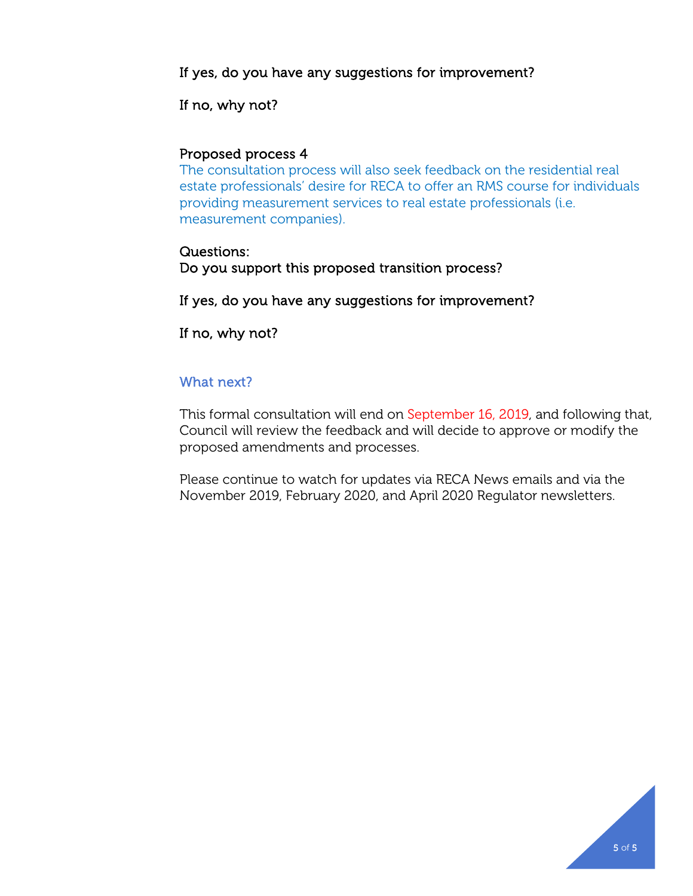If yes, do you have any suggestions for improvement?

If no, why not?

Proposed process 4

The consultation process will also seek feedback on the residential real estate professionals' desire for RECA to offer an RMS course for individuals providing measurement services to real estate professionals (i.e. measurement companies).

Questions:

Do you support this proposed transition process?

If yes, do you have any suggestions for improvement?

If no, why not?

## What next?

This formal consultation will end on September 16, 2019, and following that, Council will review the feedback and will decide to approve or modify the proposed amendments and processes.

Please continue to watch for updates via RECA News emails and via the November 2019, February 2020, and April 2020 Regulator newsletters.